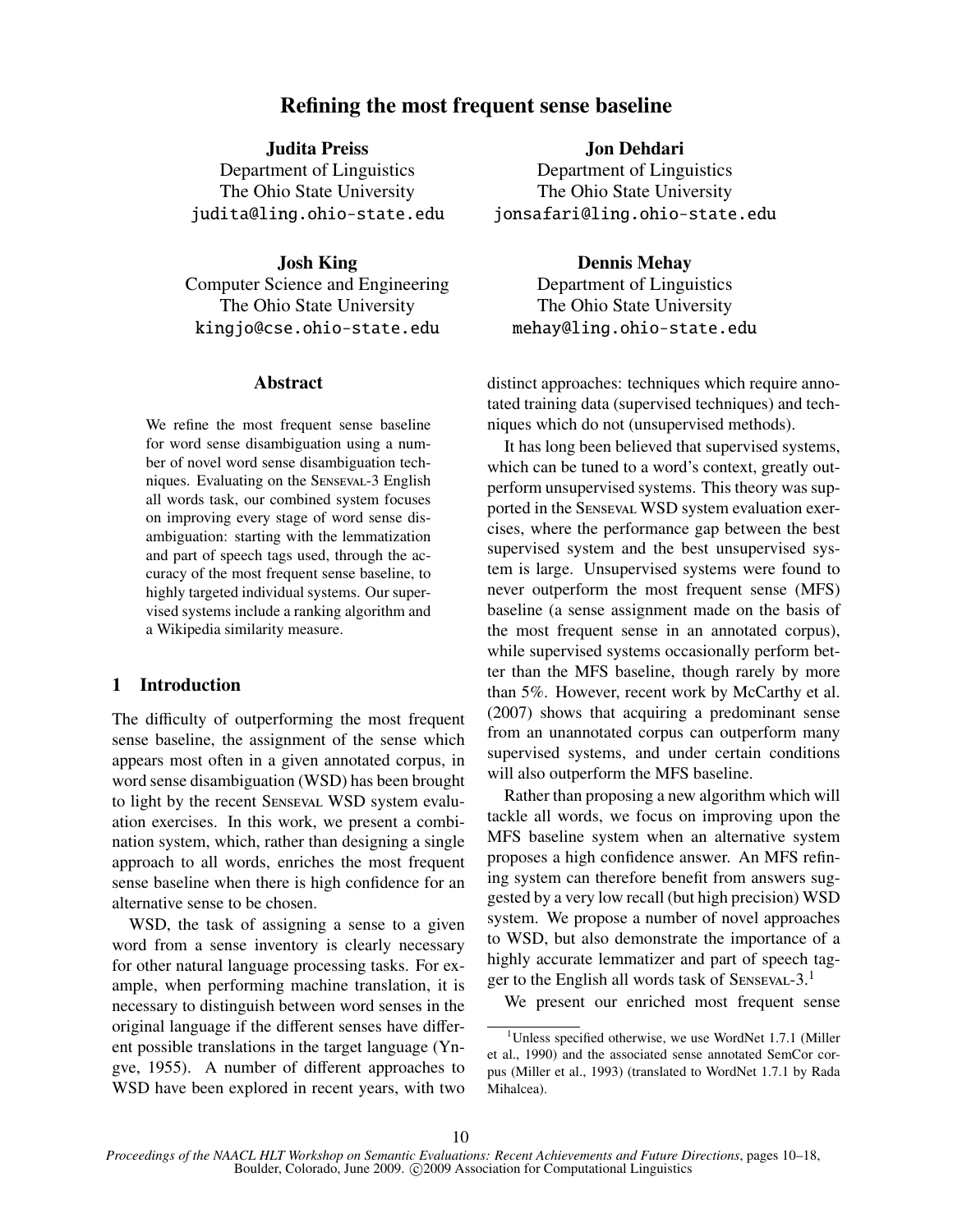# Refining the most frequent sense baseline

**Judita Preiss**
Department of Linguistics
The Ohio State University
judita@ling.ohio-state.edu

**Jon Dehdari**
Department of Linguistics
The Ohio State University
jonsafari@ling.ohio-state.edu

**Josh King**
Computer Science and Engineering
The Ohio State University
kingjo@cse.ohio-state.edu

**Dennis Mehay**
Department of Linguistics
The Ohio State University
mehay@ling.ohio-state.edu

## Abstract

We refine the most frequent sense baseline for word sense disambiguation using a number of novel word sense disambiguation techniques. Evaluating on the SENSEVAL-3 English all words task, our combined system focuses on improving every stage of word sense disambiguation: starting with the lemmatization and part of speech tags used, through the accuracy of the most frequent sense baseline, to highly targeted individual systems. Our supervised systems include a ranking algorithm and a Wikipedia similarity measure.

## 1 Introduction

The difficulty of outperforming the most frequent sense baseline, the assignment of the sense which appears most often in a given annotated corpus, in word sense disambiguation (WSD) has been brought to light by the recent SENSEVAL WSD system evaluation exercises. In this work, we present a combination system, which, rather than designing a single approach to all words, enriches the most frequent sense baseline when there is high confidence for an alternative sense to be chosen.

WSD, the task of assigning a sense to a given word from a sense inventory is clearly necessary for other natural language processing tasks. For example, when performing machine translation, it is necessary to distinguish between word senses in the original language if the different senses have different possible translations in the target language (Yngve, 1955). A number of different approaches to WSD have been explored in recent years, with two distinct approaches: techniques which require annotated training data (supervised techniques) and techniques which do not (unsupervised methods).

It has long been believed that supervised systems, which can be tuned to a word's context, greatly outperform unsupervised systems. This theory was supported in the SENSEVAL WSD system evaluation exercises, where the performance gap between the best supervised system and the best unsupervised system is large. Unsupervised systems were found to never outperform the most frequent sense (MFS) baseline (a sense assignment made on the basis of the most frequent sense in an annotated corpus), while supervised systems occasionally perform better than the MFS baseline, though rarely by more than 5%. However, recent work by McCarthy et al. (2007) shows that acquiring a predominant sense from an unannotated corpus can outperform many supervised systems, and under certain conditions will also outperform the MFS baseline.

Rather than proposing a new algorithm which will tackle all words, we focus on improving upon the MFS baseline system when an alternative system proposes a high confidence answer. An MFS refining system can therefore benefit from answers suggested by a very low recall (but high precision) WSD system. We propose a number of novel approaches to WSD, but also demonstrate the importance of a highly accurate lemmatizer and part of speech tagger to the English all words task of SENSEVAL-3.[1]

We present our enriched most frequent sense

[1] Unless specified otherwise, we use WordNet 1.7.1 (Miller et al., 1990) and the associated sense annotated SemCor corpus (Miller et al., 1993) (translated to WordNet 1.7.1 by Rada Mihalcea).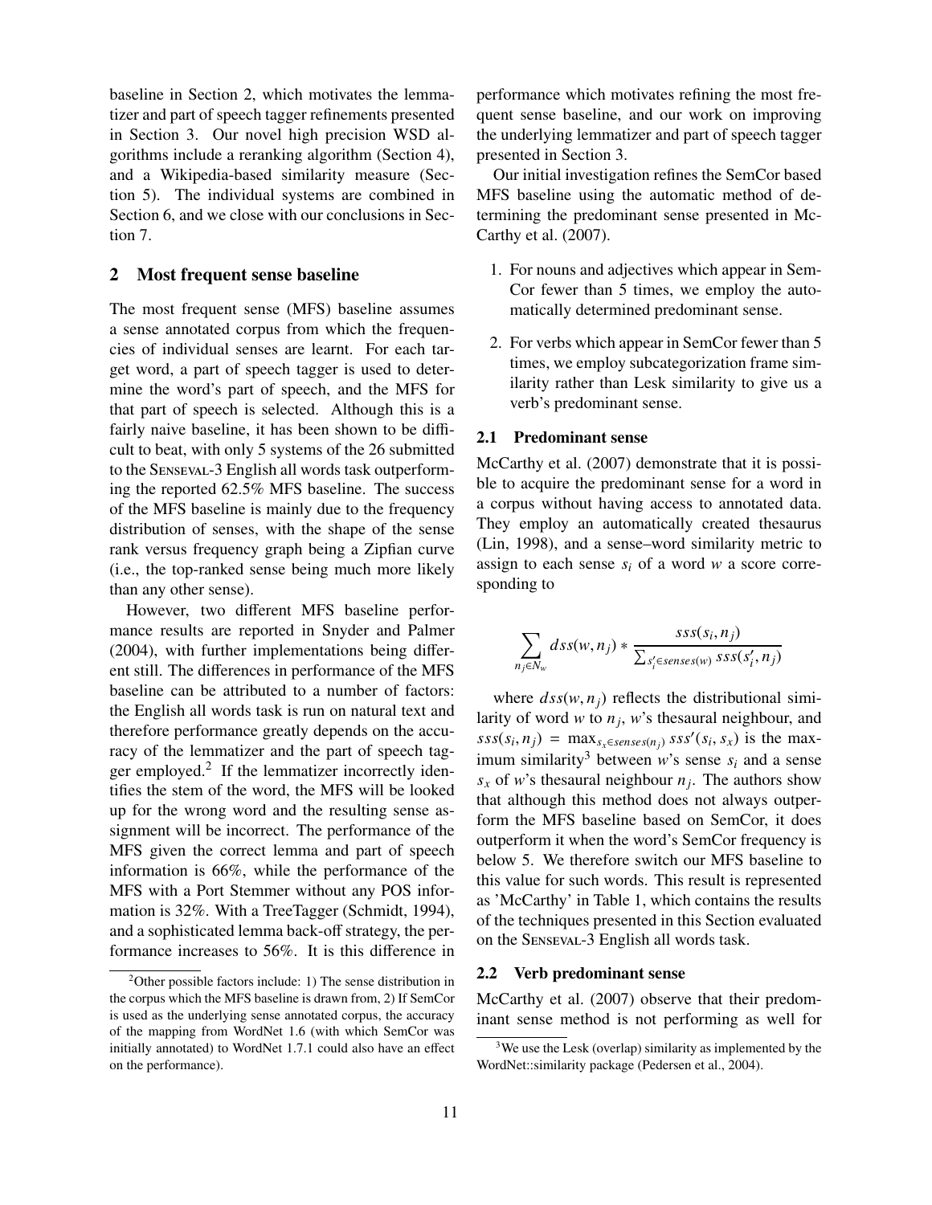baseline in Section 2, which motivates the lemmatizer and part of speech tagger refinements presented in Section 3. Our novel high precision WSD algorithms include a reranking algorithm (Section 4), and a Wikipedia-based similarity measure (Section 5). The individual systems are combined in Section 6, and we close with our conclusions in Section 7.

## 2 Most frequent sense baseline

The most frequent sense (MFS) baseline assumes a sense annotated corpus from which the frequencies of individual senses are learnt. For each target word, a part of speech tagger is used to determine the word's part of speech, and the MFS for that part of speech is selected. Although this is a fairly naive baseline, it has been shown to be difficult to beat, with only 5 systems of the 26 submitted to the SENSEVAL-3 English all words task outperforming the reported 62.5% MFS baseline. The success of the MFS baseline is mainly due to the frequency distribution of senses, with the shape of the sense rank versus frequency graph being a Zipfian curve (i.e., the top-ranked sense being much more likely than any other sense).

However, two different MFS baseline performance results are reported in Snyder and Palmer (2004), with further implementations being different still. The differences in performance of the MFS baseline can be attributed to a number of factors: the English all words task is run on natural text and therefore performance greatly depends on the accuracy of the lemmatizer and the part of speech tagger employed.[2] If the lemmatizer incorrectly identifies the stem of the word, the MFS will be looked up for the wrong word and the resulting sense assignment will be incorrect. The performance of the MFS given the correct lemma and part of speech information is 66%, while the performance of the MFS with a Port Stemmer without any POS information is 32%. With a TreeTagger (Schmidt, 1994), and a sophisticated lemma back-off strategy, the performance increases to 56%. It is this difference in performance which motivates refining the most frequent sense baseline, and our work on improving the underlying lemmatizer and part of speech tagger presented in Section 3.

Our initial investigation refines the SemCor based MFS baseline using the automatic method of determining the predominant sense presented in McCarthy et al. (2007).

1. For nouns and adjectives which appear in SemCor fewer than 5 times, we employ the automatically determined predominant sense.
2. For verbs which appear in SemCor fewer than 5 times, we employ subcategorization frame similarity rather than Lesk similarity to give us a verb's predominant sense.

### 2.1 Predominant sense

McCarthy et al. (2007) demonstrate that it is possible to acquire the predominant sense for a word in a corpus without having access to annotated data. They employ an automatically created thesaurus (Lin, 1998), and a sense–word similarity metric to assign to each sense $s_i$ of a word $w$ a score corresponding to

$$\sum_{n_j \in N_w} dss(w, n_j) * \frac{sss(s_i, n_j)}{\sum_{s_i' \in senses(w)} sss(s_i', n_j)}$$

where $dss(w, n_j)$ reflects the distributional similarity of word $w$ to $n_j$, $w$'s thesaural neighbour, and $sss(s_i, n_j) = \max_{s_x \in senses(n_j)} sss'(s_i, s_x)$ is the maximum similarity[3] between $w$'s sense $s_i$ and a sense $s_x$ of $w$'s thesaural neighbour $n_j$. The authors show that although this method does not always outperform the MFS baseline based on SemCor, it does outperform it when the word's SemCor frequency is below 5. We therefore switch our MFS baseline to this value for such words. This result is represented as 'McCarthy' in Table 1, which contains the results of the techniques presented in this Section evaluated on the SENSEVAL-3 English all words task.

### 2.2 Verb predominant sense

McCarthy et al. (2007) observe that their predominant sense method is not performing as well for

[2] Other possible factors include: 1) The sense distribution in the corpus which the MFS baseline is drawn from, 2) If SemCor is used as the underlying sense annotated corpus, the accuracy of the mapping from WordNet 1.6 (with which SemCor was initially annotated) to WordNet 1.7.1 could also have an effect on the performance).

[3] We use the Lesk (overlap) similarity as implemented by the WordNet::similarity package (Pedersen et al., 2004).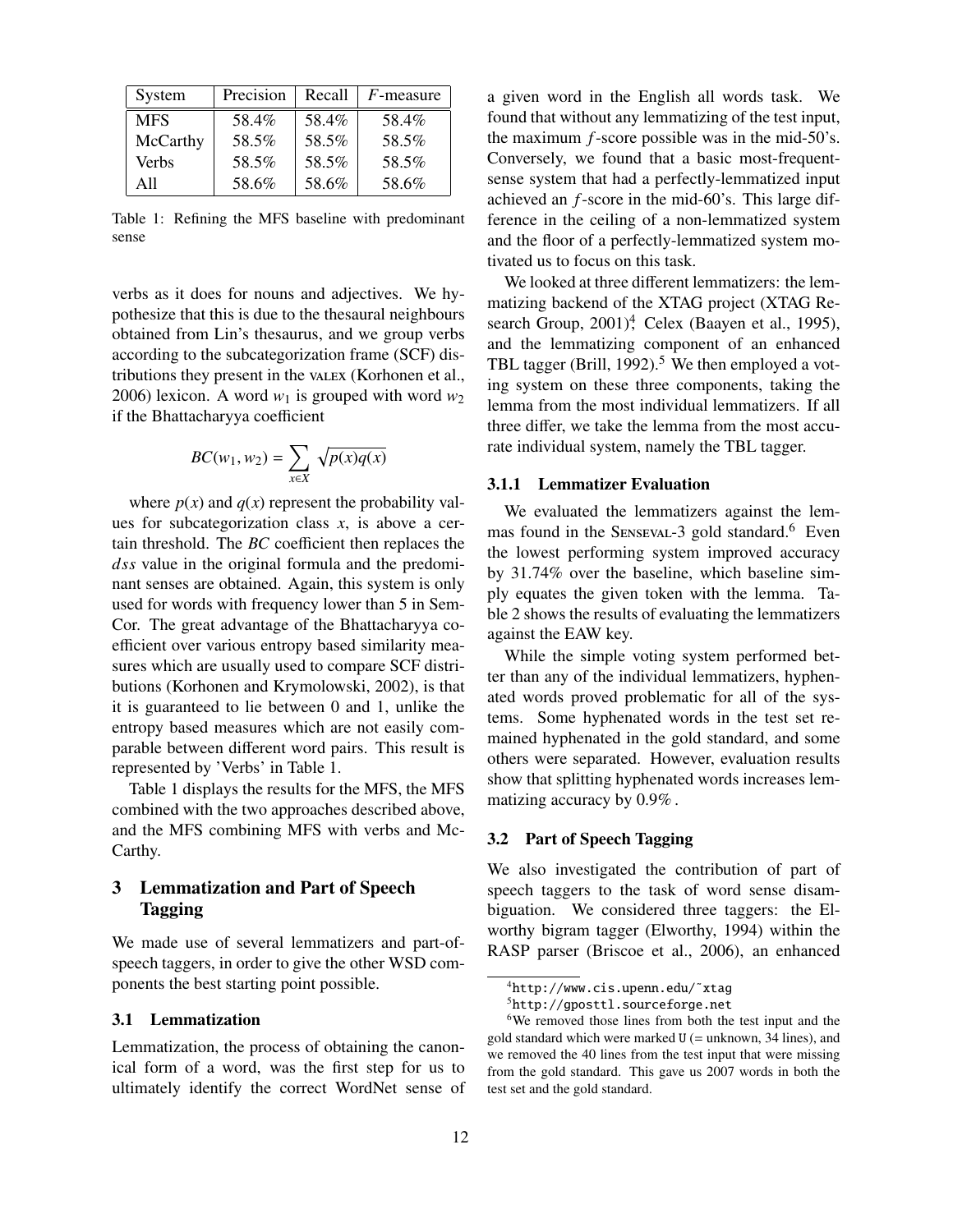| System | Precision | Recall | $F$-measure |
|---|---|---|---|
| MFS | 58.4% | 58.4% | 58.4% |
| McCarthy | 58.5% | 58.5% | 58.5% |
| Verbs | 58.5% | 58.5% | 58.5% |
| All | 58.6% | 58.6% | 58.6% |

Table 1: Refining the MFS baseline with predominant sense

verbs as it does for nouns and adjectives. We hypothesize that this is due to the thesaural neighbours obtained from Lin's thesaurus, and we group verbs according to the subcategorization frame (SCF) distributions they present in the VALEX (Korhonen et al., 2006) lexicon. A word $w_1$ is grouped with word $w_2$ if the Bhattacharyya coefficient

$$BC(w_1, w_2) = \sum_{x \in X} \sqrt{p(x)q(x)}$$

where $p(x)$ and $q(x)$ represent the probability values for subcategorization class $x$, is above a certain threshold. The *BC* coefficient then replaces the $dss$ value in the original formula and the predominant senses are obtained. Again, this system is only used for words with frequency lower than 5 in SemCor. The great advantage of the Bhattacharyya coefficient over various entropy based similarity measures which are usually used to compare SCF distributions (Korhonen and Krymolowski, 2002), is that it is guaranteed to lie between 0 and 1, unlike the entropy based measures which are not easily comparable between different word pairs. This result is represented by 'Verbs' in Table 1.

Table 1 displays the results for the MFS, the MFS combined with the two approaches described above, and the MFS combining MFS with verbs and McCarthy.

## 3 Lemmatization and Part of Speech Tagging

We made use of several lemmatizers and part-of-speech taggers, in order to give the other WSD components the best starting point possible.

### 3.1 Lemmatization

Lemmatization, the process of obtaining the canonical form of a word, was the first step for us to ultimately identify the correct WordNet sense of a given word in the English all words task. We found that without any lemmatizing of the test input, the maximum $f$-score possible was in the mid-50's. Conversely, we found that a basic most-frequent-sense system that had a perfectly-lemmatized input achieved an $f$-score in the mid-60's. This large difference in the ceiling of a non-lemmatized system and the floor of a perfectly-lemmatized system motivated us to focus on this task.

We looked at three different lemmatizers: the lemmatizing backend of the XTAG project (XTAG Research Group, 2001)[4], Celex (Baayen et al., 1995), and the lemmatizing component of an enhanced TBL tagger (Brill, 1992).[5] We then employed a voting system on these three components, taking the lemma from the most individual lemmatizers. If all three differ, we take the lemma from the most accurate individual system, namely the TBL tagger.

#### 3.1.1 Lemmatizer Evaluation

We evaluated the lemmatizers against the lemmas found in the SENSEVAL-3 gold standard.[6] Even the lowest performing system improved accuracy by 31.74% over the baseline, which baseline simply equates the given token with the lemma. Table 2 shows the results of evaluating the lemmatizers against the EAW key.

While the simple voting system performed better than any of the individual lemmatizers, hyphenated words proved problematic for all of the systems. Some hyphenated words in the test set remained hyphenated in the gold standard, and some others were separated. However, evaluation results show that splitting hyphenated words increases lemmatizing accuracy by 0.9% .

### 3.2 Part of Speech Tagging

We also investigated the contribution of part of speech taggers to the task of word sense disambiguation. We considered three taggers: the Elworthy bigram tagger (Elworthy, 1994) within the RASP parser (Briscoe et al., 2006), an enhanced

[4] http://www.cis.upenn.edu/~xtag

[5] http://gposttl.sourceforge.net

[6] We removed those lines from both the test input and the gold standard which were marked U (= unknown, 34 lines), and we removed the 40 lines from the test input that were missing from the gold standard. This gave us 2007 words in both the test set and the gold standard.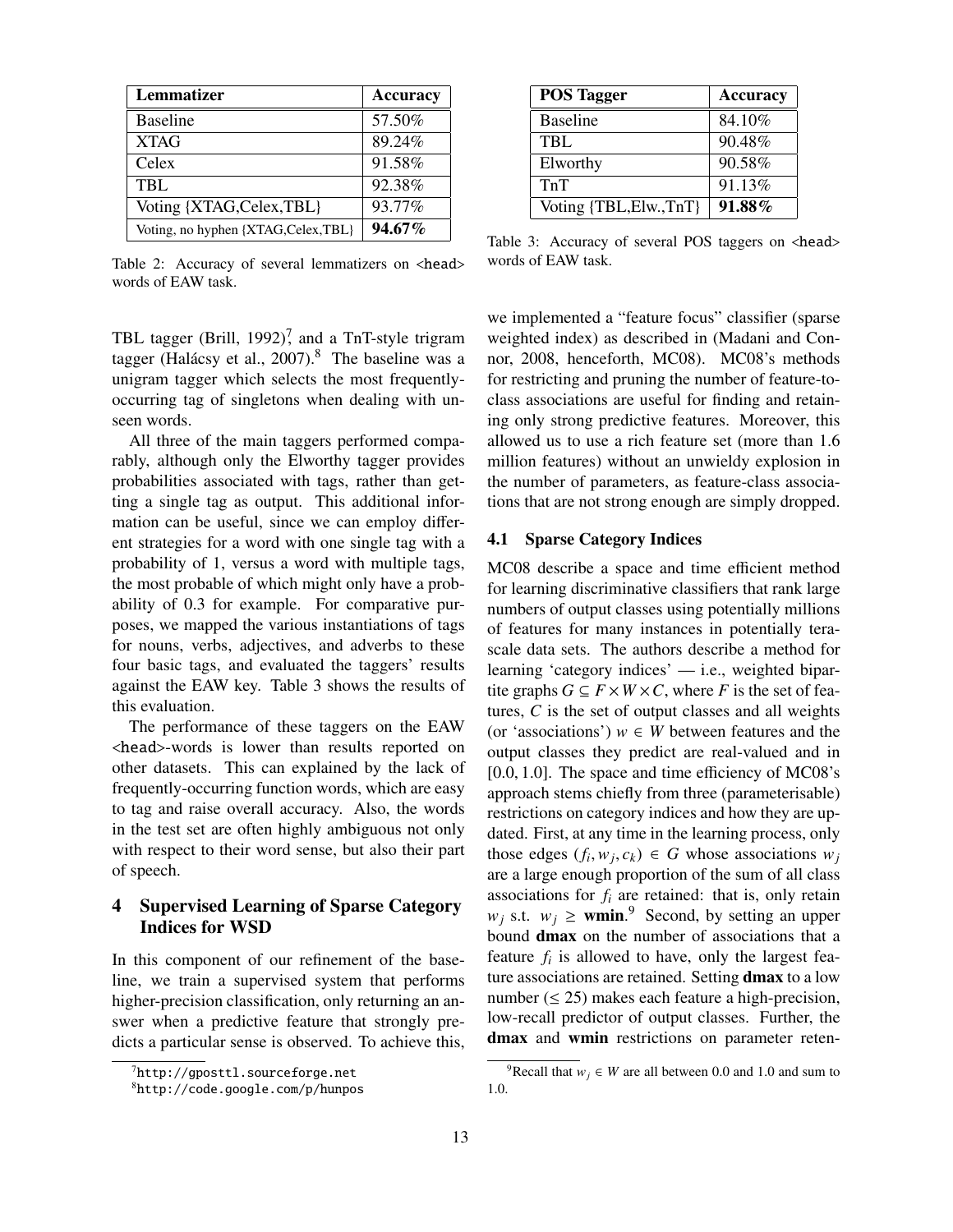| Lemmatizer | Accuracy |
| --- | --- |
| Baseline | 57.50% |
| XTAG | 89.24% |
| Celex | 91.58% |
| TBL | 92.38% |
| Voting {XTAG,Celex,TBL} | 93.77% |
| Voting, no hyphen {XTAG,Celex,TBL} | **94.67%** |

Table 2: Accuracy of several lemmatizers on <head> words of EAW task.

| POS Tagger | Accuracy |
| --- | --- |
| Baseline | 84.10% |
| TBL | 90.48% |
| Elworthy | 90.58% |
| TnT | 91.13% |
| Voting {TBL,Elw.,TnT} | **91.88%** |

Table 3: Accuracy of several POS taggers on <head> words of EAW task.

TBL tagger (Brill, 1992),[7] and a TnT-style trigram tagger (Halácsy et al., 2007).[8] The baseline was a unigram tagger which selects the most frequently-occurring tag of singletons when dealing with unseen words.

All three of the main taggers performed comparably, although only the Elworthy tagger provides probabilities associated with tags, rather than getting a single tag as output. This additional information can be useful, since we can employ different strategies for a word with one single tag with a probability of 1, versus a word with multiple tags, the most probable of which might only have a probability of 0.3 for example. For comparative purposes, we mapped the various instantiations of tags for nouns, verbs, adjectives, and adverbs to these four basic tags, and evaluated the taggers' results against the EAW key. Table 3 shows the results of this evaluation.

The performance of these taggers on the EAW <head>-words is lower than results reported on other datasets. This can explained by the lack of frequently-occurring function words, which are easy to tag and raise overall accuracy. Also, the words in the test set are often highly ambiguous not only with respect to their word sense, but also their part of speech.

## 4 Supervised Learning of Sparse Category Indices for WSD

In this component of our refinement of the baseline, we train a supervised system that performs higher-precision classification, only returning an answer when a predictive feature that strongly predicts a particular sense is observed. To achieve this, we implemented a "feature focus" classifier (sparse weighted index) as described in (Madani and Connor, 2008, henceforth, MC08). MC08's methods for restricting and pruning the number of feature-to-class associations are useful for finding and retaining only strong predictive features. Moreover, this allowed us to use a rich feature set (more than 1.6 million features) without an unwieldy explosion in the number of parameters, as feature-class associations that are not strong enough are simply dropped.

### 4.1 Sparse Category Indices

MC08 describe a space and time efficient method for learning discriminative classifiers that rank large numbers of output classes using potentially millions of features for many instances in potentially terascale data sets. The authors describe a method for learning 'category indices' — i.e., weighted bipartite graphs $G \subseteq F \times W \times C$, where $F$ is the set of features, $C$ is the set of output classes and all weights (or 'associations') $w \in W$ between features and the output classes they predict are real-valued and in $[0.0, 1.0]$. The space and time efficiency of MC08's approach stems chiefly from three (parameterisable) restrictions on category indices and how they are updated. First, at any time in the learning process, only those edges $(f_i, w_j, c_k) \in G$ whose associations $w_j$ are a large enough proportion of the sum of all class associations for $f_i$ are retained: that is, only retain $w_j$ s.t. $w_j \geq$ **wmin**.[9] Second, by setting an upper bound **dmax** on the number of associations that a feature $f_i$ is allowed to have, only the largest feature associations are retained. Setting **dmax** to a low number ($\leq 25$) makes each feature a high-precision, low-recall predictor of output classes. Further, the **dmax** and **wmin** restrictions on parameter reten-

[7] http://gposttl.sourceforge.net

[8] http://code.google.com/p/hunpos

[9] Recall that $w_j \in W$ are all between 0.0 and 1.0 and sum to 1.0.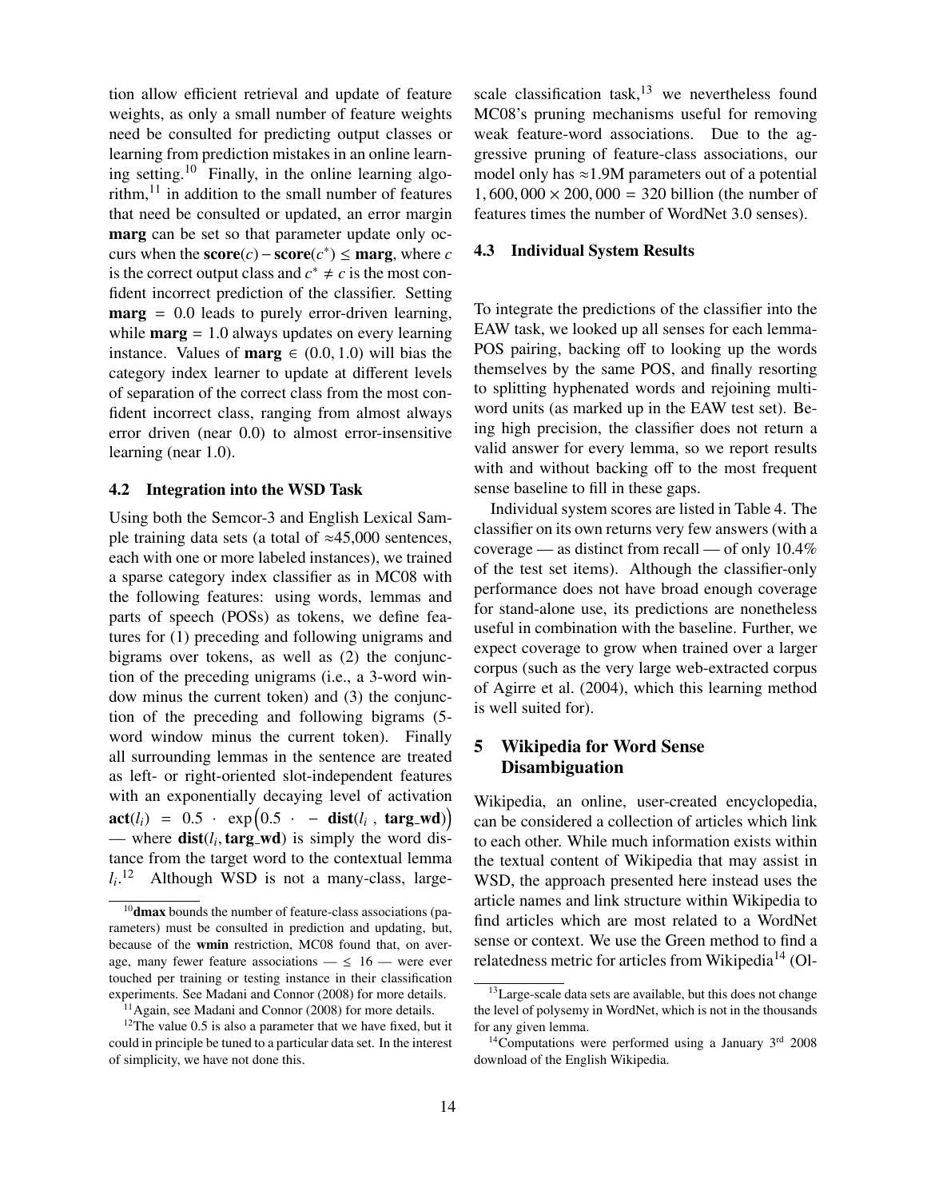tion allow efficient retrieval and update of feature weights, as only a small number of feature weights need be consulted for predicting output classes or learning from prediction mistakes in an online learning setting.[10] Finally, in the online learning algorithm,[11] in addition to the small number of features that need be consulted or updated, an error margin **marg** can be set so that parameter update only occurs when the $\mathbf{score}(c) - \mathbf{score}(c^*) \leq \mathbf{marg}$, where $c$ is the correct output class and $c^* \neq c$ is the most confident incorrect prediction of the classifier. Setting $\mathbf{marg} = 0.0$ leads to purely error-driven learning, while $\mathbf{marg} = 1.0$ always updates on every learning instance. Values of $\mathbf{marg} \in (0.0, 1.0)$ will bias the category index learner to update at different levels of separation of the correct class from the most confident incorrect class, ranging from almost always error driven (near 0.0) to almost error-insensitive learning (near 1.0).

### 4.2 Integration into the WSD Task

Using both the Semcor-3 and English Lexical Sample training data sets (a total of ≈45,000 sentences, each with one or more labeled instances), we trained a sparse category index classifier as in MC08 with the following features: using words, lemmas and parts of speech (POSs) as tokens, we define features for (1) preceding and following unigrams and bigrams over tokens, as well as (2) the conjunction of the preceding unigrams (i.e., a 3-word window minus the current token) and (3) the conjunction of the preceding and following bigrams (5-word window minus the current token). Finally all surrounding lemmas in the sentence are treated as left- or right-oriented slot-independent features with an exponentially decaying level of activation $\mathbf{act}(l_i) = 0.5 \cdot \exp\big(0.5 \cdot -\mathbf{dist}(l_i, \mathbf{targ\_wd})\big)$ — where $\mathbf{dist}(l_i, \mathbf{targ\_wd})$ is simply the word distance from the target word to the contextual lemma $l_i$.[12] Although WSD is not a many-class, large-scale classification task,[13] we nevertheless found MC08's pruning mechanisms useful for removing weak feature-word associations. Due to the aggressive pruning of feature-class associations, our model only has ≈1.9M parameters out of a potential $1,600,000 \times 200,000 = 320$ billion (the number of features times the number of WordNet 3.0 senses).

### 4.3 Individual System Results

To integrate the predictions of the classifier into the EAW task, we looked up all senses for each lemma-POS pairing, backing off to looking up the words themselves by the same POS, and finally resorting to splitting hyphenated words and rejoining multi-word units (as marked up in the EAW test set). Being high precision, the classifier does not return a valid answer for every lemma, so we report results with and without backing off to the most frequent sense baseline to fill in these gaps.

Individual system scores are listed in Table 4. The classifier on its own returns very few answers (with a coverage — as distinct from recall — of only 10.4% of the test set items). Although the classifier-only performance does not have broad enough coverage for stand-alone use, its predictions are nonetheless useful in combination with the baseline. Further, we expect coverage to grow when trained over a larger corpus (such as the very large web-extracted corpus of Agirre et al. (2004), which this learning method is well suited for).

## 5 Wikipedia for Word Sense Disambiguation

Wikipedia, an online, user-created encyclopedia, can be considered a collection of articles which link to each other. While much information exists within the textual content of Wikipedia that may assist in WSD, the approach presented here instead uses the article names and link structure within Wikipedia to find articles which are most related to a WordNet sense or context. We use the Green method to find a relatedness metric for articles from Wikipedia[14] (Ol-

---

[10] **dmax** bounds the number of feature-class associations (parameters) must be consulted in prediction and updating, but, because of the **wmin** restriction, MC08 found that, on average, many fewer feature associations — ≤ 16 — were ever touched per training or testing instance in their classification experiments. See Madani and Connor (2008) for more details.

[11] Again, see Madani and Connor (2008) for more details.

[12] The value 0.5 is also a parameter that we have fixed, but it could in principle be tuned to a particular data set. In the interest of simplicity, we have not done this.

[13] Large-scale data sets are available, but this does not change the level of polysemy in WordNet, which is not in the thousands for any given lemma.

[14] Computations were performed using a January 3rd 2008 download of the English Wikipedia.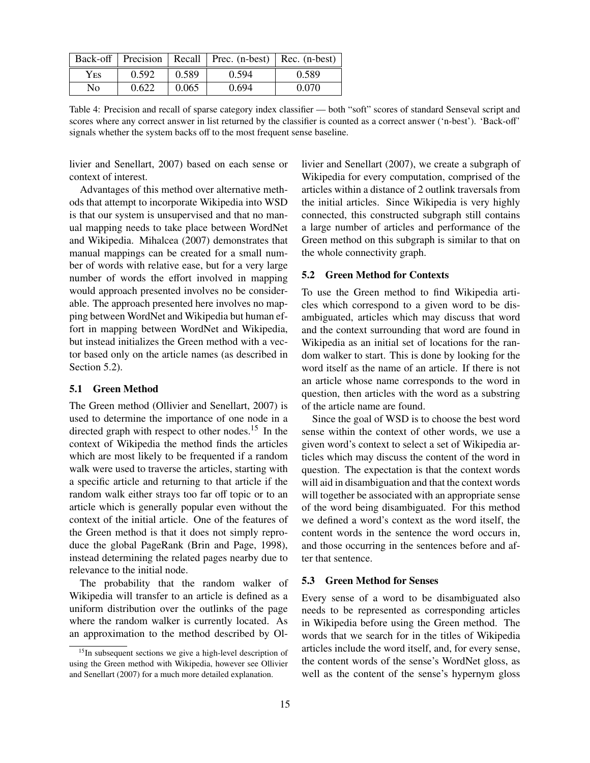| Back-off | Precision | Recall | Prec. (n-best) | Rec. (n-best) |
|---|---|---|---|---|
| Yes | 0.592 | 0.589 | 0.594 | 0.589 |
| No | 0.622 | 0.065 | 0.694 | 0.070 |

Table 4: Precision and recall of sparse category index classifier — both "soft" scores of standard Senseval script and scores where any correct answer in list returned by the classifier is counted as a correct answer ('n-best'). 'Back-off' signals whether the system backs off to the most frequent sense baseline.

livier and Senellart, 2007) based on each sense or context of interest.

Advantages of this method over alternative methods that attempt to incorporate Wikipedia into WSD is that our system is unsupervised and that no manual mapping needs to take place between WordNet and Wikipedia. Mihalcea (2007) demonstrates that manual mappings can be created for a small number of words with relative ease, but for a very large number of words the effort involved in mapping would approach presented involves no be considerable. The approach presented here involves no mapping between WordNet and Wikipedia but human effort in mapping between WordNet and Wikipedia, but instead initializes the Green method with a vector based only on the article names (as described in Section 5.2).

### 5.1 Green Method

The Green method (Ollivier and Senellart, 2007) is used to determine the importance of one node in a directed graph with respect to other nodes.[15] In the context of Wikipedia the method finds the articles which are most likely to be frequented if a random walk were used to traverse the articles, starting with a specific article and returning to that article if the random walk either strays too far off topic or to an article which is generally popular even without the context of the initial article. One of the features of the Green method is that it does not simply reproduce the global PageRank (Brin and Page, 1998), instead determining the related pages nearby due to relevance to the initial node.

The probability that the random walker of Wikipedia will transfer to an article is defined as a uniform distribution over the outlinks of the page where the random walker is currently located. As an approximation to the method described by Ollivier and Senellart (2007), we create a subgraph of Wikipedia for every computation, comprised of the articles within a distance of 2 outlink traversals from the initial articles. Since Wikipedia is very highly connected, this constructed subgraph still contains a large number of articles and performance of the Green method on this subgraph is similar to that on the whole connectivity graph.

[15] In subsequent sections we give a high-level description of using the Green method with Wikipedia, however see Ollivier and Senellart (2007) for a much more detailed explanation.

### 5.2 Green Method for Contexts

To use the Green method to find Wikipedia articles which correspond to a given word to be disambiguated, articles which may discuss that word and the context surrounding that word are found in Wikipedia as an initial set of locations for the random walker to start. This is done by looking for the word itself as the name of an article. If there is not an article whose name corresponds to the word in question, then articles with the word as a substring of the article name are found.

Since the goal of WSD is to choose the best word sense within the context of other words, we use a given word's context to select a set of Wikipedia articles which may discuss the content of the word in question. The expectation is that the context words will aid in disambiguation and that the context words will together be associated with an appropriate sense of the word being disambiguated. For this method we defined a word's context as the word itself, the content words in the sentence the word occurs in, and those occurring in the sentences before and after that sentence.

### 5.3 Green Method for Senses

Every sense of a word to be disambiguated also needs to be represented as corresponding articles in Wikipedia before using the Green method. The words that we search for in the titles of Wikipedia articles include the word itself, and, for every sense, the content words of the sense's WordNet gloss, as well as the content of the sense's hypernym gloss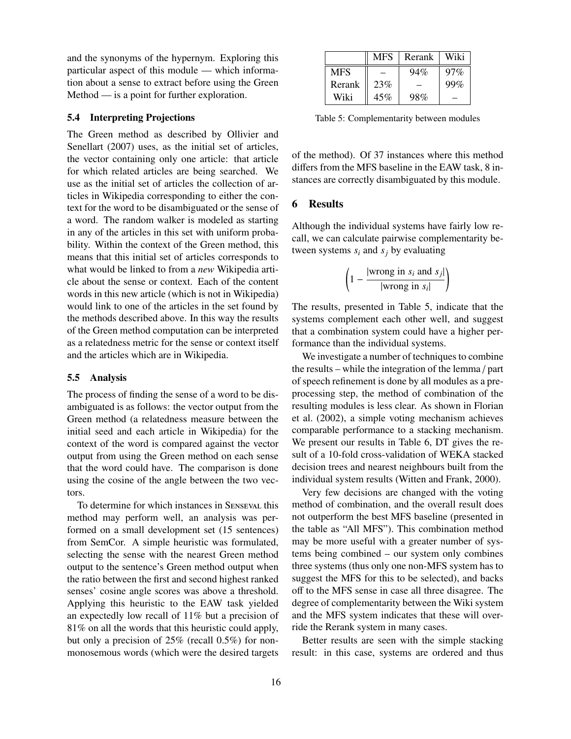and the synonyms of the hypernym. Exploring this particular aspect of this module — which information about a sense to extract before using the Green Method — is a point for further exploration.

### 5.4 Interpreting Projections

The Green method as described by Ollivier and Senellart (2007) uses, as the initial set of articles, the vector containing only one article: that article for which related articles are being searched. We use as the initial set of articles the collection of articles in Wikipedia corresponding to either the context for the word to be disambiguated or the sense of a word. The random walker is modeled as starting in any of the articles in this set with uniform probability. Within the context of the Green method, this means that this initial set of articles corresponds to what would be linked to from a *new* Wikipedia article about the sense or context. Each of the content words in this new article (which is not in Wikipedia) would link to one of the articles in the set found by the methods described above. In this way the results of the Green method computation can be interpreted as a relatedness metric for the sense or context itself and the articles which are in Wikipedia.

### 5.5 Analysis

The process of finding the sense of a word to be disambiguated is as follows: the vector output from the Green method (a relatedness measure between the initial seed and each article in Wikipedia) for the context of the word is compared against the vector output from using the Green method on each sense that the word could have. The comparison is done using the cosine of the angle between the two vectors.

To determine for which instances in SENSEVAL this method may perform well, an analysis was performed on a small development set (15 sentences) from SemCor. A simple heuristic was formulated, selecting the sense with the nearest Green method output to the sentence's Green method output when the ratio between the first and second highest ranked senses' cosine angle scores was above a threshold. Applying this heuristic to the EAW task yielded an expectedly low recall of 11% but a precision of 81% on all the words that this heuristic could apply, but only a precision of 25% (recall 0.5%) for non-monosemous words (which were the desired targets of the method). Of 37 instances where this method differs from the MFS baseline in the EAW task, 8 instances are correctly disambiguated by this module.

| | MFS | Rerank | Wiki |
|---|---|---|---|
| MFS | – | 94% | 97% |
| Rerank | 23% | – | 99% |
| Wiki | 45% | 98% | – |

Table 5: Complementarity between modules

## 6 Results

Although the individual systems have fairly low recall, we can calculate pairwise complementarity between systems $s_i$ and $s_j$ by evaluating

$$\left(1 - \frac{|\text{wrong in } s_i \text{ and } s_j|}{|\text{wrong in } s_i|}\right)$$

The results, presented in Table 5, indicate that the systems complement each other well, and suggest that a combination system could have a higher performance than the individual systems.

We investigate a number of techniques to combine the results – while the integration of the lemma / part of speech refinement is done by all modules as a preprocessing step, the method of combination of the resulting modules is less clear. As shown in Florian et al. (2002), a simple voting mechanism achieves comparable performance to a stacking mechanism. We present our results in Table 6, DT gives the result of a 10-fold cross-validation of WEKA stacked decision trees and nearest neighbours built from the individual system results (Witten and Frank, 2000).

Very few decisions are changed with the voting method of combination, and the overall result does not outperform the best MFS baseline (presented in the table as "All MFS"). This combination method may be more useful with a greater number of systems being combined – our system only combines three systems (thus only one non-MFS system has to suggest the MFS for this to be selected), and backs off to the MFS sense in case all three disagree. The degree of complementarity between the Wiki system and the MFS system indicates that these will override the Rerank system in many cases.

Better results are seen with the simple stacking result: in this case, systems are ordered and thus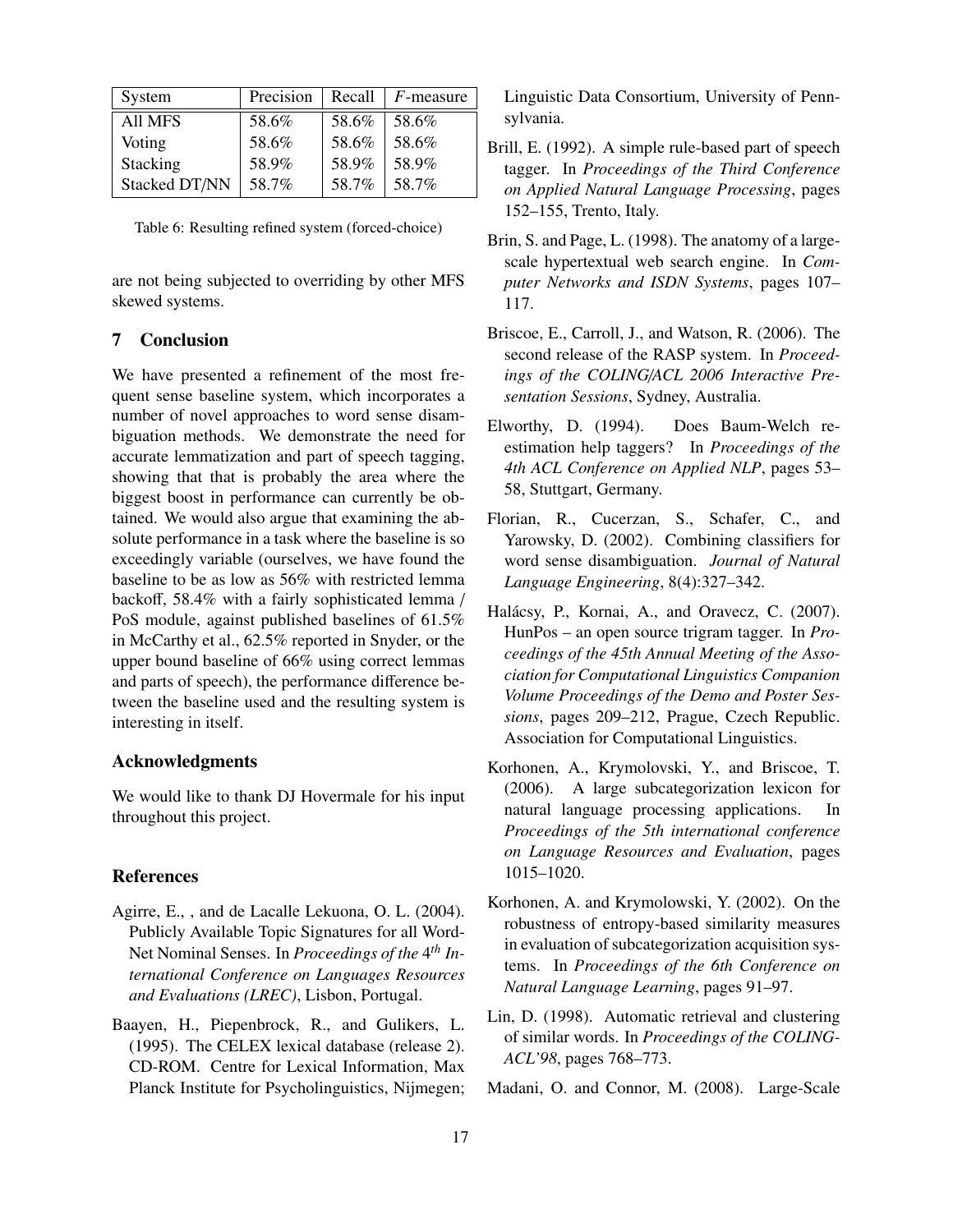| System | Precision | Recall | *F*-measure |
|---|---|---|---|
| All MFS | 58.6% | 58.6% | 58.6% |
| Voting | 58.6% | 58.6% | 58.6% |
| Stacking | 58.9% | 58.9% | 58.9% |
| Stacked DT/NN | 58.7% | 58.7% | 58.7% |

Table 6: Resulting refined system (forced-choice)

are not being subjected to overriding by other MFS skewed systems.

## 7 Conclusion

We have presented a refinement of the most frequent sense baseline system, which incorporates a number of novel approaches to word sense disambiguation methods. We demonstrate the need for accurate lemmatization and part of speech tagging, showing that that is probably the area where the biggest boost in performance can currently be obtained. We would also argue that examining the absolute performance in a task where the baseline is so exceedingly variable (ourselves, we have found the baseline to be as low as 56% with restricted lemma backoff, 58.4% with a fairly sophisticated lemma / PoS module, against published baselines of 61.5% in McCarthy et al., 62.5% reported in Snyder, or the upper bound baseline of 66% using correct lemmas and parts of speech), the performance difference between the baseline used and the resulting system is interesting in itself.

## Acknowledgments

We would like to thank DJ Hovermale for his input throughout this project.

## References

Agirre, E., , and de Lacalle Lekuona, O. L. (2004). Publicly Available Topic Signatures for all WordNet Nominal Senses. In *Proceedings of the 4th International Conference on Languages Resources and Evaluations (LREC)*, Lisbon, Portugal.

Baayen, H., Piepenbrock, R., and Gulikers, L. (1995). The CELEX lexical database (release 2). CD-ROM. Centre for Lexical Information, Max Planck Institute for Psycholinguistics, Nijmegen; Linguistic Data Consortium, University of Pennsylvania.

Brill, E. (1992). A simple rule-based part of speech tagger. In *Proceedings of the Third Conference on Applied Natural Language Processing*, pages 152–155, Trento, Italy.

Brin, S. and Page, L. (1998). The anatomy of a large-scale hypertextual web search engine. In *Computer Networks and ISDN Systems*, pages 107–117.

Briscoe, E., Carroll, J., and Watson, R. (2006). The second release of the RASP system. In *Proceedings of the COLING/ACL 2006 Interactive Presentation Sessions*, Sydney, Australia.

Elworthy, D. (1994). Does Baum-Welch re-estimation help taggers? In *Proceedings of the 4th ACL Conference on Applied NLP*, pages 53–58, Stuttgart, Germany.

Florian, R., Cucerzan, S., Schafer, C., and Yarowsky, D. (2002). Combining classifiers for word sense disambiguation. *Journal of Natural Language Engineering*, 8(4):327–342.

Halácsy, P., Kornai, A., and Oravecz, C. (2007). HunPos – an open source trigram tagger. In *Proceedings of the 45th Annual Meeting of the Association for Computational Linguistics Companion Volume Proceedings of the Demo and Poster Sessions*, pages 209–212, Prague, Czech Republic. Association for Computational Linguistics.

Korhonen, A., Krymolovski, Y., and Briscoe, T. (2006). A large subcategorization lexicon for natural language processing applications. In *Proceedings of the 5th international conference on Language Resources and Evaluation*, pages 1015–1020.

Korhonen, A. and Krymolowski, Y. (2002). On the robustness of entropy-based similarity measures in evaluation of subcategorization acquisition systems. In *Proceedings of the 6th Conference on Natural Language Learning*, pages 91–97.

Lin, D. (1998). Automatic retrieval and clustering of similar words. In *Proceedings of the COLING-ACL'98*, pages 768–773.

Madani, O. and Connor, M. (2008). Large-Scale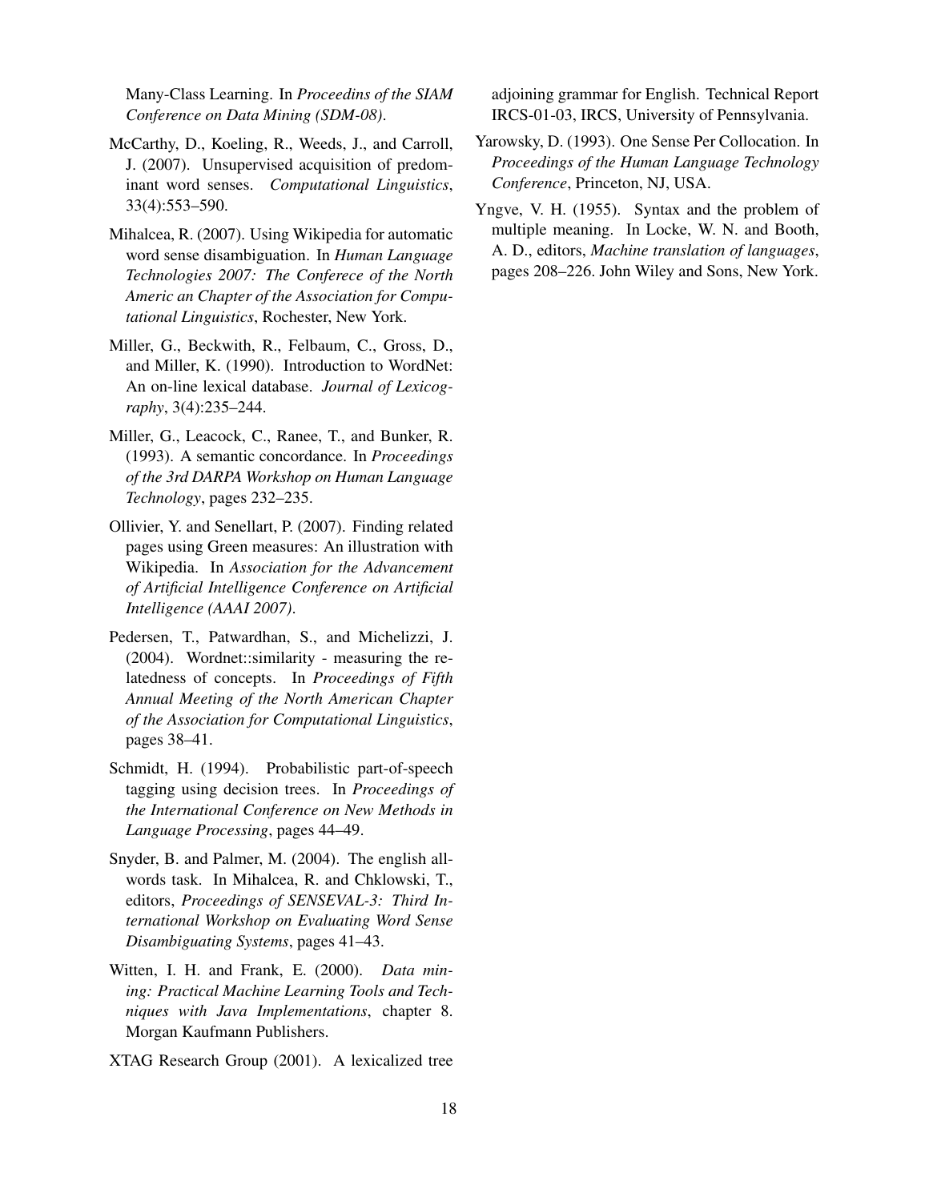Many-Class Learning. In *Proceedins of the SIAM Conference on Data Mining (SDM-08)*.

McCarthy, D., Koeling, R., Weeds, J., and Carroll, J. (2007). Unsupervised acquisition of predominant word senses. *Computational Linguistics*, 33(4):553–590.

Mihalcea, R. (2007). Using Wikipedia for automatic word sense disambiguation. In *Human Language Technologies 2007: The Conferece of the North Americ an Chapter of the Association for Computational Linguistics*, Rochester, New York.

Miller, G., Beckwith, R., Felbaum, C., Gross, D., and Miller, K. (1990). Introduction to WordNet: An on-line lexical database. *Journal of Lexicography*, 3(4):235–244.

Miller, G., Leacock, C., Ranee, T., and Bunker, R. (1993). A semantic concordance. In *Proceedings of the 3rd DARPA Workshop on Human Language Technology*, pages 232–235.

Ollivier, Y. and Senellart, P. (2007). Finding related pages using Green measures: An illustration with Wikipedia. In *Association for the Advancement of Artificial Intelligence Conference on Artificial Intelligence (AAAI 2007)*.

Pedersen, T., Patwardhan, S., and Michelizzi, J. (2004). Wordnet::similarity - measuring the relatedness of concepts. In *Proceedings of Fifth Annual Meeting of the North American Chapter of the Association for Computational Linguistics*, pages 38–41.

Schmidt, H. (1994). Probabilistic part-of-speech tagging using decision trees. In *Proceedings of the International Conference on New Methods in Language Processing*, pages 44–49.

Snyder, B. and Palmer, M. (2004). The english all-words task. In Mihalcea, R. and Chklowski, T., editors, *Proceedings of SENSEVAL-3: Third International Workshop on Evaluating Word Sense Disambiguating Systems*, pages 41–43.

Witten, I. H. and Frank, E. (2000). *Data mining: Practical Machine Learning Tools and Techniques with Java Implementations*, chapter 8. Morgan Kaufmann Publishers.

XTAG Research Group (2001). A lexicalized tree adjoining grammar for English. Technical Report IRCS-01-03, IRCS, University of Pennsylvania.

Yarowsky, D. (1993). One Sense Per Collocation. In *Proceedings of the Human Language Technology Conference*, Princeton, NJ, USA.

Yngve, V. H. (1955). Syntax and the problem of multiple meaning. In Locke, W. N. and Booth, A. D., editors, *Machine translation of languages*, pages 208–226. John Wiley and Sons, New York.